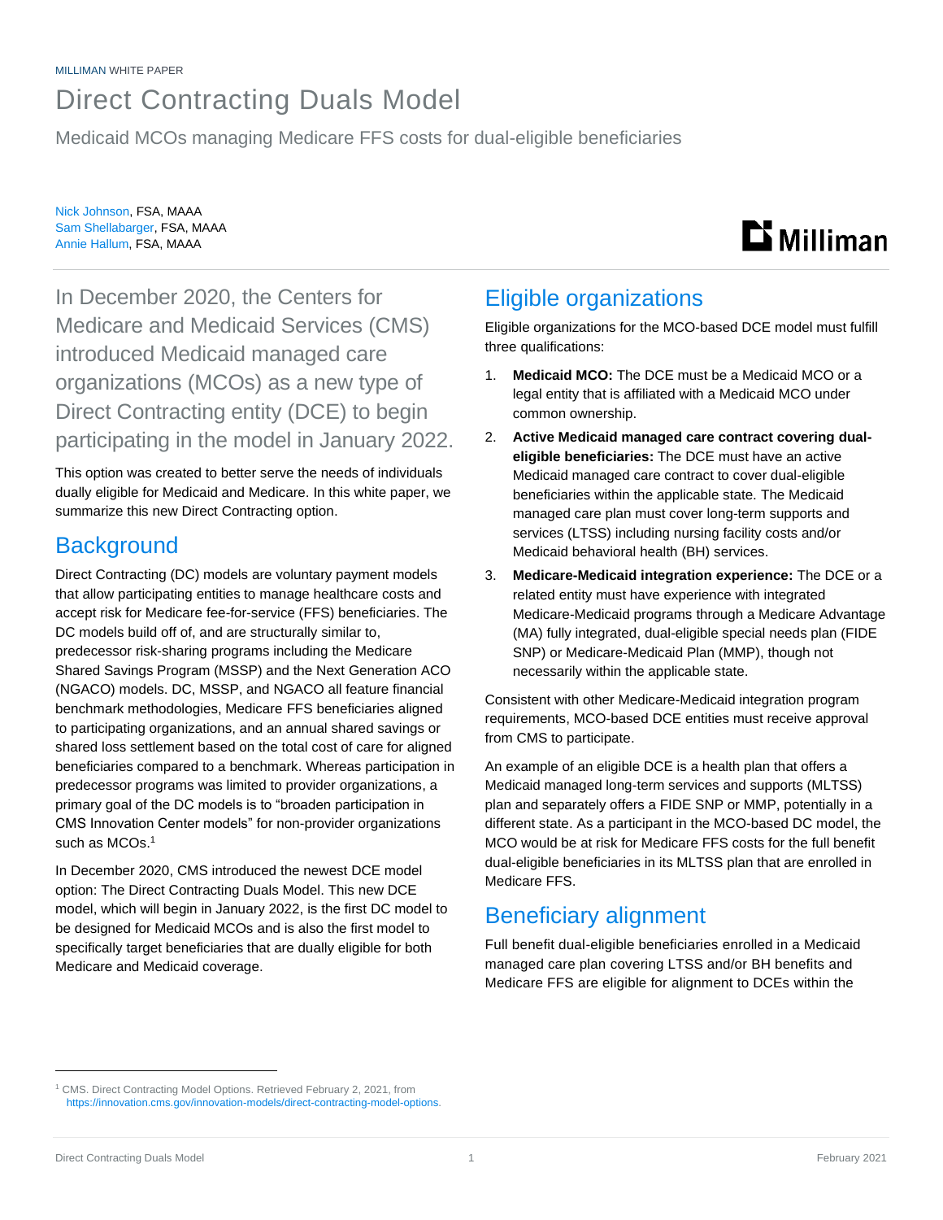MILLIMAN WHITE PAPER

# Direct Contracting Duals Model

Medicaid MCOs managing Medicare FFS costs for dual-eligible beneficiaries

Nick Johnson, FSA, MAAA
Sam Shellabarger, FSA, MAAA
Annie Hallum, FSA, MAAA

In December 2020, the Centers for Medicare and Medicaid Services (CMS) introduced Medicaid managed care organizations (MCOs) as a new type of Direct Contracting entity (DCE) to begin participating in the model in January 2022.

This option was created to better serve the needs of individuals dually eligible for Medicaid and Medicare. In this white paper, we summarize this new Direct Contracting option.

## Background

Direct Contracting (DC) models are voluntary payment models that allow participating entities to manage healthcare costs and accept risk for Medicare fee-for-service (FFS) beneficiaries. The DC models build off of, and are structurally similar to, predecessor risk-sharing programs including the Medicare Shared Savings Program (MSSP) and the Next Generation ACO (NGACO) models. DC, MSSP, and NGACO all feature financial benchmark methodologies, Medicare FFS beneficiaries aligned to participating organizations, and an annual shared savings or shared loss settlement based on the total cost of care for aligned beneficiaries compared to a benchmark. Whereas participation in predecessor programs was limited to provider organizations, a primary goal of the DC models is to "broaden participation in CMS Innovation Center models" for non-provider organizations such as MCOs.[1]

In December 2020, CMS introduced the newest DCE model option: The Direct Contracting Duals Model. This new DCE model, which will begin in January 2022, is the first DC model to be designed for Medicaid MCOs and is also the first model to specifically target beneficiaries that are dually eligible for both Medicare and Medicaid coverage.

## Eligible organizations

Eligible organizations for the MCO-based DCE model must fulfill three qualifications:

1. **Medicaid MCO:** The DCE must be a Medicaid MCO or a legal entity that is affiliated with a Medicaid MCO under common ownership.
2. **Active Medicaid managed care contract covering dual-eligible beneficiaries:** The DCE must have an active Medicaid managed care contract to cover dual-eligible beneficiaries within the applicable state. The Medicaid managed care plan must cover long-term supports and services (LTSS) including nursing facility costs and/or Medicaid behavioral health (BH) services.
3. **Medicare-Medicaid integration experience:** The DCE or a related entity must have experience with integrated Medicare-Medicaid programs through a Medicare Advantage (MA) fully integrated, dual-eligible special needs plan (FIDE SNP) or Medicare-Medicaid Plan (MMP), though not necessarily within the applicable state.

Consistent with other Medicare-Medicaid integration program requirements, MCO-based DCE entities must receive approval from CMS to participate.

An example of an eligible DCE is a health plan that offers a Medicaid managed long-term services and supports (MLTSS) plan and separately offers a FIDE SNP or MMP, potentially in a different state. As a participant in the MCO-based DC model, the MCO would be at risk for Medicare FFS costs for the full benefit dual-eligible beneficiaries in its MLTSS plan that are enrolled in Medicare FFS.

## Beneficiary alignment

Full benefit dual-eligible beneficiaries enrolled in a Medicaid managed care plan covering LTSS and/or BH benefits and Medicare FFS are eligible for alignment to DCEs within the

[1] CMS. Direct Contracting Model Options. Retrieved February 2, 2021, from https://innovation.cms.gov/innovation-models/direct-contracting-model-options.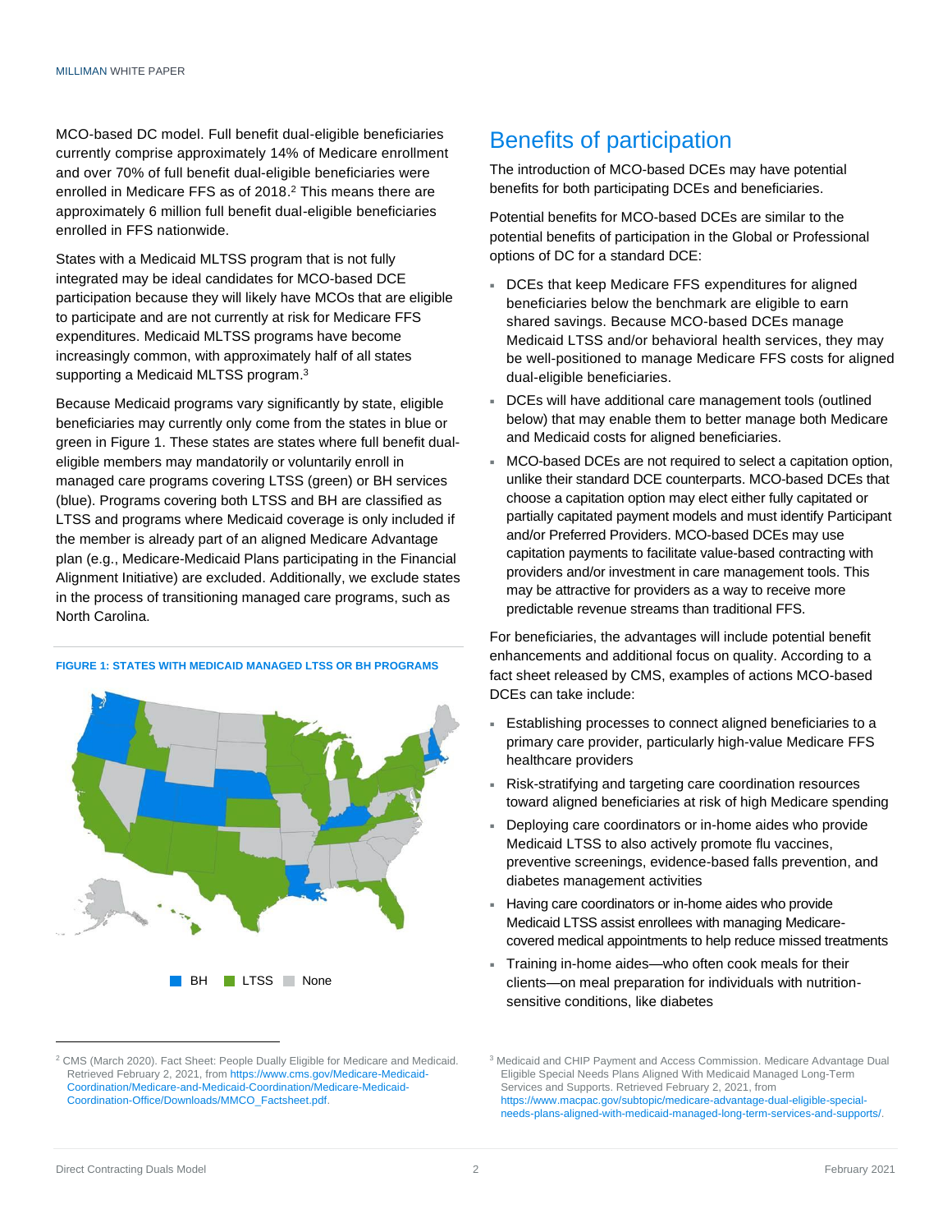MCO-based DC model. Full benefit dual-eligible beneficiaries currently comprise approximately 14% of Medicare enrollment and over 70% of full benefit dual-eligible beneficiaries were enrolled in Medicare FFS as of 2018.[2] This means there are approximately 6 million full benefit dual-eligible beneficiaries enrolled in FFS nationwide.

States with a Medicaid MLTSS program that is not fully integrated may be ideal candidates for MCO-based DCE participation because they will likely have MCOs that are eligible to participate and are not currently at risk for Medicare FFS expenditures. Medicaid MLTSS programs have become increasingly common, with approximately half of all states supporting a Medicaid MLTSS program.[3]

Because Medicaid programs vary significantly by state, eligible beneficiaries may currently only come from the states in blue or green in Figure 1. These states are states where full benefit dual-eligible members may mandatorily or voluntarily enroll in managed care programs covering LTSS (green) or BH services (blue). Programs covering both LTSS and BH are classified as LTSS and programs where Medicaid coverage is only included if the member is already part of an aligned Medicare Advantage plan (e.g., Medicare-Medicaid Plans participating in the Financial Alignment Initiative) are excluded. Additionally, we exclude states in the process of transitioning managed care programs, such as North Carolina.

**FIGURE 1: STATES WITH MEDICAID MANAGED LTSS OR BH PROGRAMS**

BH LTSS None

## Benefits of participation

The introduction of MCO-based DCEs may have potential benefits for both participating DCEs and beneficiaries.

Potential benefits for MCO-based DCEs are similar to the potential benefits of participation in the Global or Professional options of DC for a standard DCE:

- DCEs that keep Medicare FFS expenditures for aligned beneficiaries below the benchmark are eligible to earn shared savings. Because MCO-based DCEs manage Medicaid LTSS and/or behavioral health services, they may be well-positioned to manage Medicare FFS costs for aligned dual-eligible beneficiaries.
- DCEs will have additional care management tools (outlined below) that may enable them to better manage both Medicare and Medicaid costs for aligned beneficiaries.
- MCO-based DCEs are not required to select a capitation option, unlike their standard DCE counterparts. MCO-based DCEs that choose a capitation option may elect either fully capitated or partially capitated payment models and must identify Participant and/or Preferred Providers. MCO-based DCEs may use capitation payments to facilitate value-based contracting with providers and/or investment in care management tools. This may be attractive for providers as a way to receive more predictable revenue streams than traditional FFS.

For beneficiaries, the advantages will include potential benefit enhancements and additional focus on quality. According to a fact sheet released by CMS, examples of actions MCO-based DCEs can take include:

- Establishing processes to connect aligned beneficiaries to a primary care provider, particularly high-value Medicare FFS healthcare providers
- Risk-stratifying and targeting care coordination resources toward aligned beneficiaries at risk of high Medicare spending
- Deploying care coordinators or in-home aides who provide Medicaid LTSS to also actively promote flu vaccines, preventive screenings, evidence-based falls prevention, and diabetes management activities
- Having care coordinators or in-home aides who provide Medicaid LTSS assist enrollees with managing Medicare-covered medical appointments to help reduce missed treatments
- Training in-home aides—who often cook meals for their clients—on meal preparation for individuals with nutrition-sensitive conditions, like diabetes

[2] CMS (March 2020). Fact Sheet: People Dually Eligible for Medicare and Medicaid. Retrieved February 2, 2021, from https://www.cms.gov/Medicare-Medicaid-Coordination/Medicare-and-Medicaid-Coordination/Medicare-Medicaid-Coordination-Office/Downloads/MMCO_Factsheet.pdf.

[3] Medicaid and CHIP Payment and Access Commission. Medicare Advantage Dual Eligible Special Needs Plans Aligned With Medicaid Managed Long-Term Services and Supports. Retrieved February 2, 2021, from https://www.macpac.gov/subtopic/medicare-advantage-dual-eligible-special-needs-plans-aligned-with-medicaid-managed-long-term-services-and-supports/.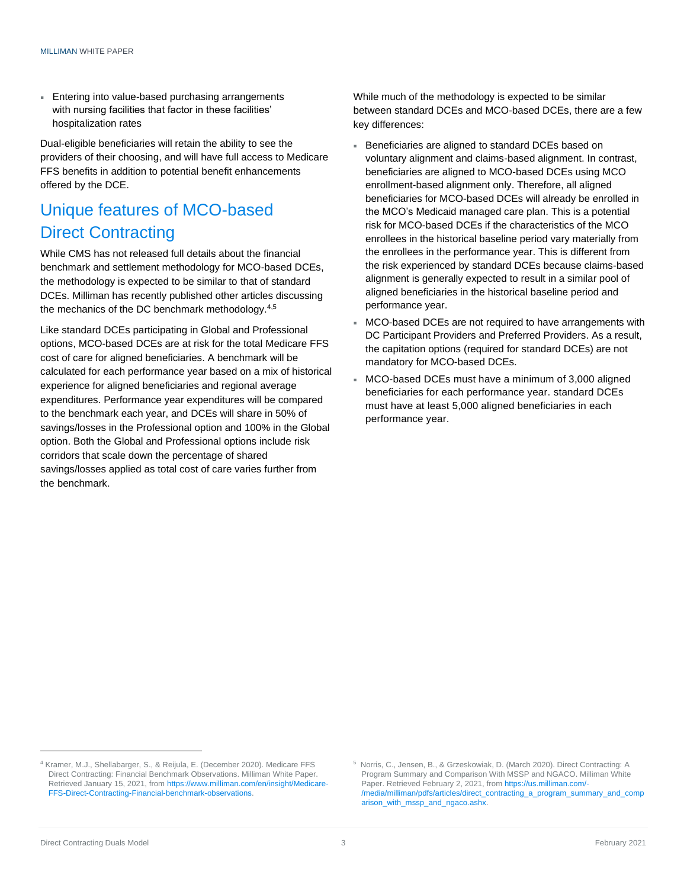- Entering into value-based purchasing arrangements with nursing facilities that factor in these facilities' hospitalization rates

Dual-eligible beneficiaries will retain the ability to see the providers of their choosing, and will have full access to Medicare FFS benefits in addition to potential benefit enhancements offered by the DCE.

## Unique features of MCO-based Direct Contracting

While CMS has not released full details about the financial benchmark and settlement methodology for MCO-based DCEs, the methodology is expected to be similar to that of standard DCEs. Milliman has recently published other articles discussing the mechanics of the DC benchmark methodology.[4,5]

Like standard DCEs participating in Global and Professional options, MCO-based DCEs are at risk for the total Medicare FFS cost of care for aligned beneficiaries. A benchmark will be calculated for each performance year based on a mix of historical experience for aligned beneficiaries and regional average expenditures. Performance year expenditures will be compared to the benchmark each year, and DCEs will share in 50% of savings/losses in the Professional option and 100% in the Global option. Both the Global and Professional options include risk corridors that scale down the percentage of shared savings/losses applied as total cost of care varies further from the benchmark.

While much of the methodology is expected to be similar between standard DCEs and MCO-based DCEs, there are a few key differences:

- Beneficiaries are aligned to standard DCEs based on voluntary alignment and claims-based alignment. In contrast, beneficiaries are aligned to MCO-based DCEs using MCO enrollment-based alignment only. Therefore, all aligned beneficiaries for MCO-based DCEs will already be enrolled in the MCO's Medicaid managed care plan. This is a potential risk for MCO-based DCEs if the characteristics of the MCO enrollees in the historical baseline period vary materially from the enrollees in the performance year. This is different from the risk experienced by standard DCEs because claims-based alignment is generally expected to result in a similar pool of aligned beneficiaries in the historical baseline period and performance year.
- MCO-based DCEs are not required to have arrangements with DC Participant Providers and Preferred Providers. As a result, the capitation options (required for standard DCEs) are not mandatory for MCO-based DCEs.
- MCO-based DCEs must have a minimum of 3,000 aligned beneficiaries for each performance year. standard DCEs must have at least 5,000 aligned beneficiaries in each performance year.

---

[4] Kramer, M.J., Shellabarger, S., & Reijula, E. (December 2020). Medicare FFS Direct Contracting: Financial Benchmark Observations. Milliman White Paper. Retrieved January 15, 2021, from https://www.milliman.com/en/insight/Medicare-FFS-Direct-Contracting-Financial-benchmark-observations.

[5] Norris, C., Jensen, B., & Grzeskowiak, D. (March 2020). Direct Contracting: A Program Summary and Comparison With MSSP and NGACO. Milliman White Paper. Retrieved February 2, 2021, from https://us.milliman.com/-/media/milliman/pdfs/articles/direct_contracting_a_program_summary_and_comparison_with_mssp_and_ngaco.ashx.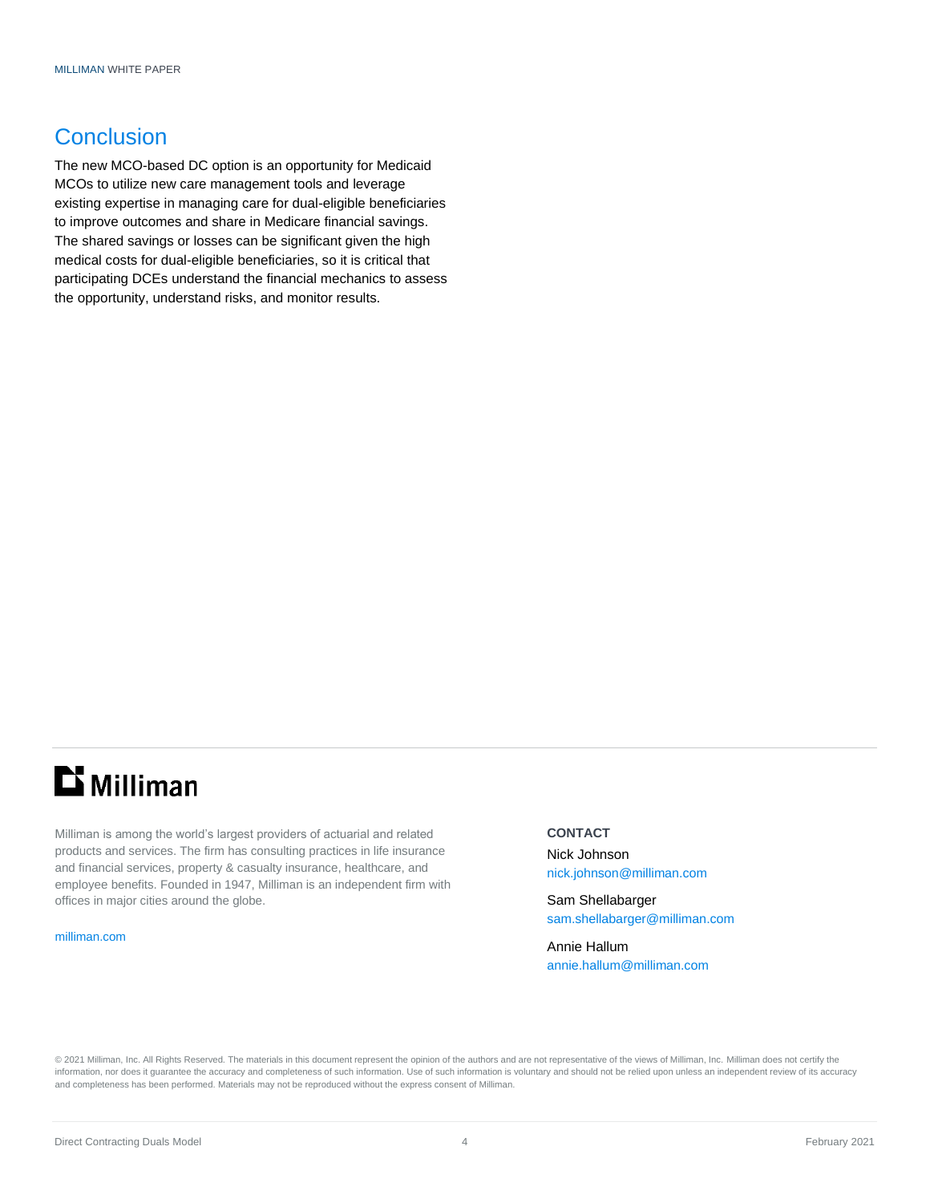## Conclusion

The new MCO-based DC option is an opportunity for Medicaid MCOs to utilize new care management tools and leverage existing expertise in managing care for dual-eligible beneficiaries to improve outcomes and share in Medicare financial savings. The shared savings or losses can be significant given the high medical costs for dual-eligible beneficiaries, so it is critical that participating DCEs understand the financial mechanics to assess the opportunity, understand risks, and monitor results.

Milliman

Milliman is among the world's largest providers of actuarial and related products and services. The firm has consulting practices in life insurance and financial services, property & casualty insurance, healthcare, and employee benefits. Founded in 1947, Milliman is an independent firm with offices in major cities around the globe.

milliman.com

**CONTACT**

Nick Johnson
nick.johnson@milliman.com

Sam Shellabarger
sam.shellabarger@milliman.com

Annie Hallum
annie.hallum@milliman.com

© 2021 Milliman, Inc. All Rights Reserved. The materials in this document represent the opinion of the authors and are not representative of the views of Milliman, Inc. Milliman does not certify the information, nor does it guarantee the accuracy and completeness of such information. Use of such information is voluntary and should not be relied upon unless an independent review of its accuracy and completeness has been performed. Materials may not be reproduced without the express consent of Milliman.